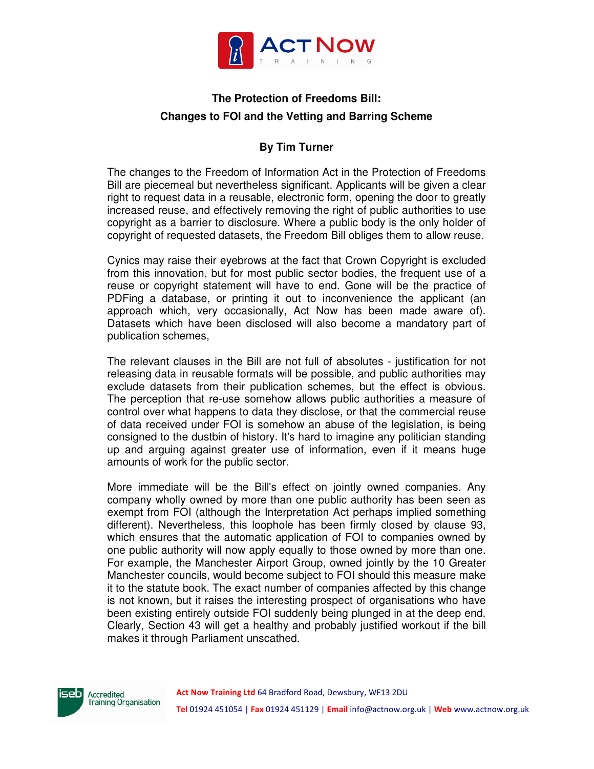# The Protection of Freedoms Bill: Changes to FOI and the Vetting and Barring Scheme

**By Tim Turner**

The changes to the Freedom of Information Act in the Protection of Freedoms Bill are piecemeal but nevertheless significant. Applicants will be given a clear right to request data in a reusable, electronic form, opening the door to greatly increased reuse, and effectively removing the right of public authorities to use copyright as a barrier to disclosure. Where a public body is the only holder of copyright of requested datasets, the Freedom Bill obliges them to allow reuse.

Cynics may raise their eyebrows at the fact that Crown Copyright is excluded from this innovation, but for most public sector bodies, the frequent use of a reuse or copyright statement will have to end. Gone will be the practice of PDFing a database, or printing it out to inconvenience the applicant (an approach which, very occasionally, Act Now has been made aware of). Datasets which have been disclosed will also become a mandatory part of publication schemes,

The relevant clauses in the Bill are not full of absolutes - justification for not releasing data in reusable formats will be possible, and public authorities may exclude datasets from their publication schemes, but the effect is obvious. The perception that re-use somehow allows public authorities a measure of control over what happens to data they disclose, or that the commercial reuse of data received under FOI is somehow an abuse of the legislation, is being consigned to the dustbin of history. It's hard to imagine any politician standing up and arguing against greater use of information, even if it means huge amounts of work for the public sector.

More immediate will be the Bill's effect on jointly owned companies. Any company wholly owned by more than one public authority has been seen as exempt from FOI (although the Interpretation Act perhaps implied something different). Nevertheless, this loophole has been firmly closed by clause 93, which ensures that the automatic application of FOI to companies owned by one public authority will now apply equally to those owned by more than one. For example, the Manchester Airport Group, owned jointly by the 10 Greater Manchester councils, would become subject to FOI should this measure make it to the statute book. The exact number of companies affected by this change is not known, but it raises the interesting prospect of organisations who have been existing entirely outside FOI suddenly being plunged in at the deep end. Clearly, Section 43 will get a healthy and probably justified workout if the bill makes it through Parliament unscathed.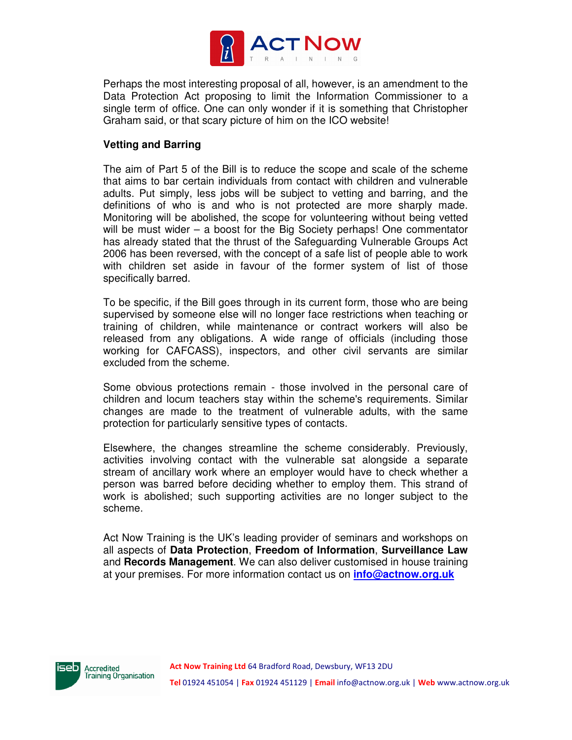Perhaps the most interesting proposal of all, however, is an amendment to the Data Protection Act proposing to limit the Information Commissioner to a single term of office. One can only wonder if it is something that Christopher Graham said, or that scary picture of him on the ICO website!

**Vetting and Barring**

The aim of Part 5 of the Bill is to reduce the scope and scale of the scheme that aims to bar certain individuals from contact with children and vulnerable adults. Put simply, less jobs will be subject to vetting and barring, and the definitions of who is and who is not protected are more sharply made. Monitoring will be abolished, the scope for volunteering without being vetted will be must wider – a boost for the Big Society perhaps! One commentator has already stated that the thrust of the Safeguarding Vulnerable Groups Act 2006 has been reversed, with the concept of a safe list of people able to work with children set aside in favour of the former system of list of those specifically barred.

To be specific, if the Bill goes through in its current form, those who are being supervised by someone else will no longer face restrictions when teaching or training of children, while maintenance or contract workers will also be released from any obligations. A wide range of officials (including those working for CAFCASS), inspectors, and other civil servants are similar excluded from the scheme.

Some obvious protections remain - those involved in the personal care of children and locum teachers stay within the scheme's requirements. Similar changes are made to the treatment of vulnerable adults, with the same protection for particularly sensitive types of contacts.

Elsewhere, the changes streamline the scheme considerably. Previously, activities involving contact with the vulnerable sat alongside a separate stream of ancillary work where an employer would have to check whether a person was barred before deciding whether to employ them. This strand of work is abolished; such supporting activities are no longer subject to the scheme.

Act Now Training is the UK's leading provider of seminars and workshops on all aspects of **Data Protection**, **Freedom of Information**, **Surveillance Law** and **Records Management**. We can also deliver customised in house training at your premises. For more information contact us on **info@actnow.org.uk**